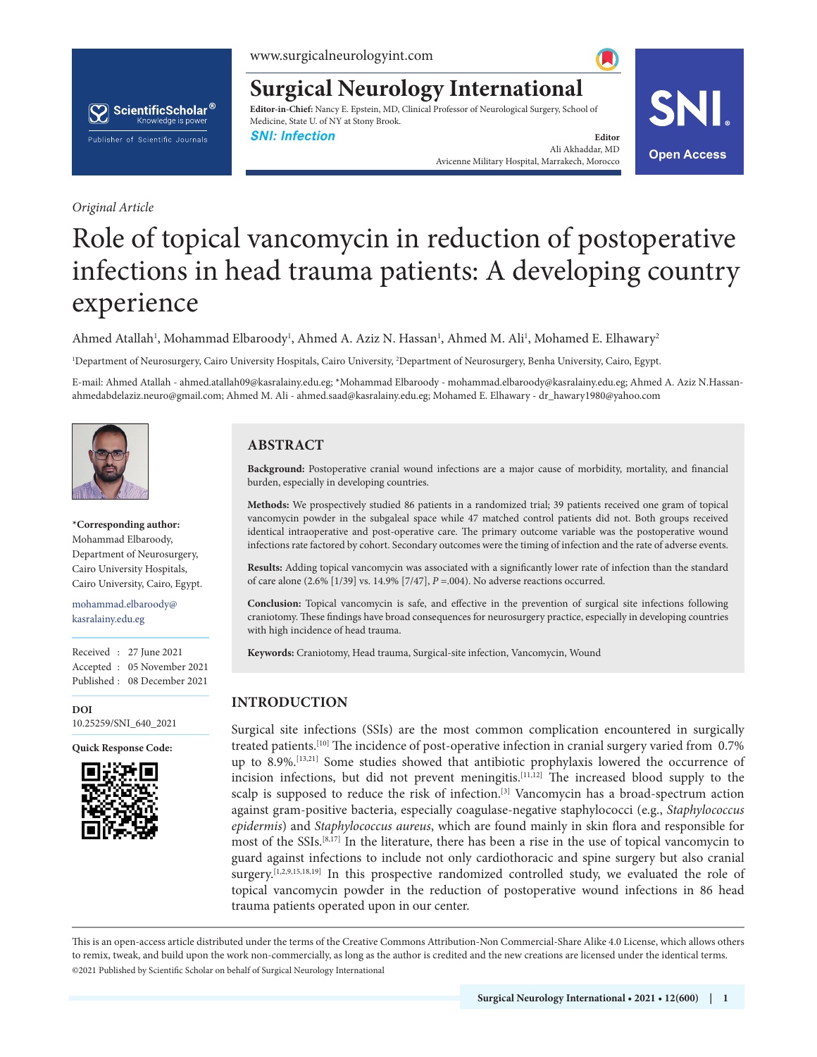*Original Article*

# Role of topical vancomycin in reduction of postoperative infections in head trauma patients: A developing country experience

Ahmed Atallah[1], Mohammad Elbaroody[1], Ahmed A. Aziz N. Hassan[1], Ahmed M. Ali[1], Mohamed E. Elhawary[2]

[1]Department of Neurosurgery, Cairo University Hospitals, Cairo University, [2]Department of Neurosurgery, Benha University, Cairo, Egypt.

E-mail: Ahmed Atallah - ahmed.atallah09@kasralainy.edu.eg; *Mohammad Elbaroody - mohammad.elbaroody@kasralainy.edu.eg; Ahmed A. Aziz N.Hassan-ahmedabdelaziz.neuro@gmail.com; Ahmed M. Ali - ahmed.saad@kasralainy.edu.eg; Mohamed E. Elhawary - dr_hawary1980@yahoo.com

**\*Corresponding author:**
Mohammad Elbaroody,
Department of Neurosurgery,
Cairo University Hospitals,
Cairo University, Cairo, Egypt.

mohammad.elbaroody@kasralainy.edu.eg

Received : 27 June 2021
Accepted : 05 November 2021
Published : 08 December 2021

**DOI**
10.25259/SNI_640_2021

**Quick Response Code:**

## ABSTRACT

**Background:** Postoperative cranial wound infections are a major cause of morbidity, mortality, and financial burden, especially in developing countries.

**Methods:** We prospectively studied 86 patients in a randomized trial; 39 patients received one gram of topical vancomycin powder in the subgaleal space while 47 matched control patients did not. Both groups received identical intraoperative and post-operative care. The primary outcome variable was the postoperative wound infections rate factored by cohort. Secondary outcomes were the timing of infection and the rate of adverse events.

**Results:** Adding topical vancomycin was associated with a significantly lower rate of infection than the standard of care alone (2.6% [1/39] vs. 14.9% [7/47], *P* =.004). No adverse reactions occurred.

**Conclusion:** Topical vancomycin is safe, and effective in the prevention of surgical site infections following craniotomy. These findings have broad consequences for neurosurgery practice, especially in developing countries with high incidence of head trauma.

**Keywords:** Craniotomy, Head trauma, Surgical-site infection, Vancomycin, Wound

## INTRODUCTION

Surgical site infections (SSIs) are the most common complication encountered in surgically treated patients.[10] The incidence of post-operative infection in cranial surgery varied from 0.7% up to 8.9%.[13,21] Some studies showed that antibiotic prophylaxis lowered the occurrence of incision infections, but did not prevent meningitis.[11,12] The increased blood supply to the scalp is supposed to reduce the risk of infection.[3] Vancomycin has a broad-spectrum action against gram-positive bacteria, especially coagulase-negative staphylococci (e.g., *Staphylococcus epidermis*) and *Staphylococcus aureus*, which are found mainly in skin flora and responsible for most of the SSIs.[8,17] In the literature, there has been a rise in the use of topical vancomycin to guard against infections to include not only cardiothoracic and spine surgery but also cranial surgery.[1,2,9,15,18,19] In this prospective randomized controlled study, we evaluated the role of topical vancomycin powder in the reduction of postoperative wound infections in 86 head trauma patients operated upon in our center.

This is an open-access article distributed under the terms of the Creative Commons Attribution-Non Commercial-Share Alike 4.0 License, which allows others to remix, tweak, and build upon the work non-commercially, as long as the author is credited and the new creations are licensed under the identical terms.
©2021 Published by Scientific Scholar on behalf of Surgical Neurology International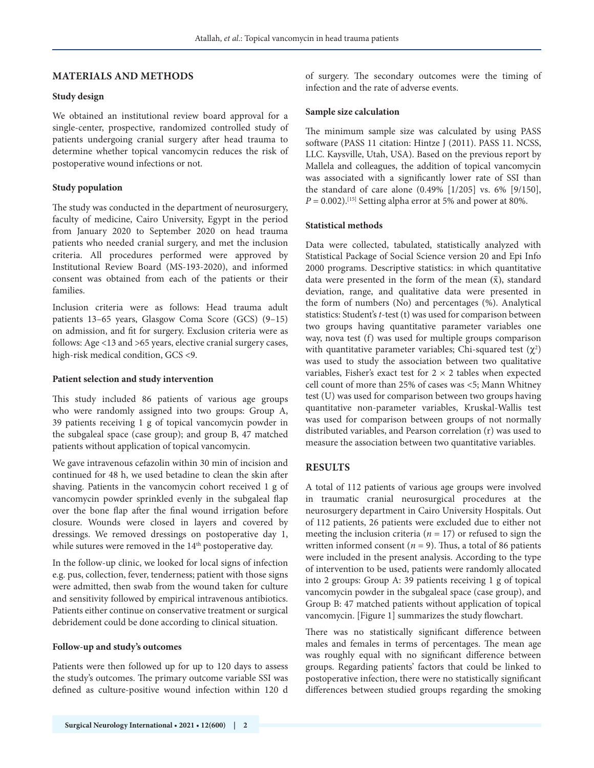## MATERIALS AND METHODS

### Study design

We obtained an institutional review board approval for a single-center, prospective, randomized controlled study of patients undergoing cranial surgery after head trauma to determine whether topical vancomycin reduces the risk of postoperative wound infections or not.

### Study population

The study was conducted in the department of neurosurgery, faculty of medicine, Cairo University, Egypt in the period from January 2020 to September 2020 on head trauma patients who needed cranial surgery, and met the inclusion criteria. All procedures performed were approved by Institutional Review Board (MS-193-2020), and informed consent was obtained from each of the patients or their families.

Inclusion criteria were as follows: Head trauma adult patients 13–65 years, Glasgow Coma Score (GCS) (9–15) on admission, and fit for surgery. Exclusion criteria were as follows: Age <13 and >65 years, elective cranial surgery cases, high-risk medical condition, GCS <9.

### Patient selection and study intervention

This study included 86 patients of various age groups who were randomly assigned into two groups: Group A, 39 patients receiving 1 g of topical vancomycin powder in the subgaleal space (case group); and group B, 47 matched patients without application of topical vancomycin.

We gave intravenous cefazolin within 30 min of incision and continued for 48 h, we used betadine to clean the skin after shaving. Patients in the vancomycin cohort received 1 g of vancomycin powder sprinkled evenly in the subgaleal flap over the bone flap after the final wound irrigation before closure. Wounds were closed in layers and covered by dressings. We removed dressings on postoperative day 1, while sutures were removed in the 14th postoperative day.

In the follow-up clinic, we looked for local signs of infection e.g. pus, collection, fever, tenderness; patient with those signs were admitted, then swab from the wound taken for culture and sensitivity followed by empirical intravenous antibiotics. Patients either continue on conservative treatment or surgical debridement could be done according to clinical situation.

### Follow-up and study's outcomes

Patients were then followed up for up to 120 days to assess the study's outcomes. The primary outcome variable SSI was defined as culture-positive wound infection within 120 d of surgery. The secondary outcomes were the timing of infection and the rate of adverse events.

### Sample size calculation

The minimum sample size was calculated by using PASS software (PASS 11 citation: Hintze J (2011). PASS 11. NCSS, LLC. Kaysville, Utah, USA). Based on the previous report by Mallela and colleagues, the addition of topical vancomycin was associated with a significantly lower rate of SSI than the standard of care alone (0.49% [1/205] vs. 6% [9/150], $P = 0.002$).[15] Setting alpha error at 5% and power at 80%.

### Statistical methods

Data were collected, tabulated, statistically analyzed with Statistical Package of Social Science version 20 and Epi Info 2000 programs. Descriptive statistics: in which quantitative data were presented in the form of the mean ($\bar{x}$), standard deviation, range, and qualitative data were presented in the form of numbers (No) and percentages (%). Analytical statistics: Student's *t*-test (t) was used for comparison between two groups having quantitative parameter variables one way, nova test (f) was used for multiple groups comparison with quantitative parameter variables; Chi-squared test ($\chi^2$) was used to study the association between two qualitative variables, Fisher's exact test for $2 \times 2$ tables when expected cell count of more than 25% of cases was <5; Mann Whitney test (U) was used for comparison between two groups having quantitative non-parameter variables, Kruskal-Wallis test was used for comparison between groups of not normally distributed variables, and Pearson correlation (r) was used to measure the association between two quantitative variables.

## RESULTS

A total of 112 patients of various age groups were involved in traumatic cranial neurosurgical procedures at the neurosurgery department in Cairo University Hospitals. Out of 112 patients, 26 patients were excluded due to either not meeting the inclusion criteria ($n = 17$) or refused to sign the written informed consent ($n = 9$). Thus, a total of 86 patients were included in the present analysis. According to the type of intervention to be used, patients were randomly allocated into 2 groups: Group A: 39 patients receiving 1 g of topical vancomycin powder in the subgaleal space (case group), and Group B: 47 matched patients without application of topical vancomycin. [Figure 1] summarizes the study flowchart.

There was no statistically significant difference between males and females in terms of percentages. The mean age was roughly equal with no significant difference between groups. Regarding patients' factors that could be linked to postoperative infection, there were no statistically significant differences between studied groups regarding the smoking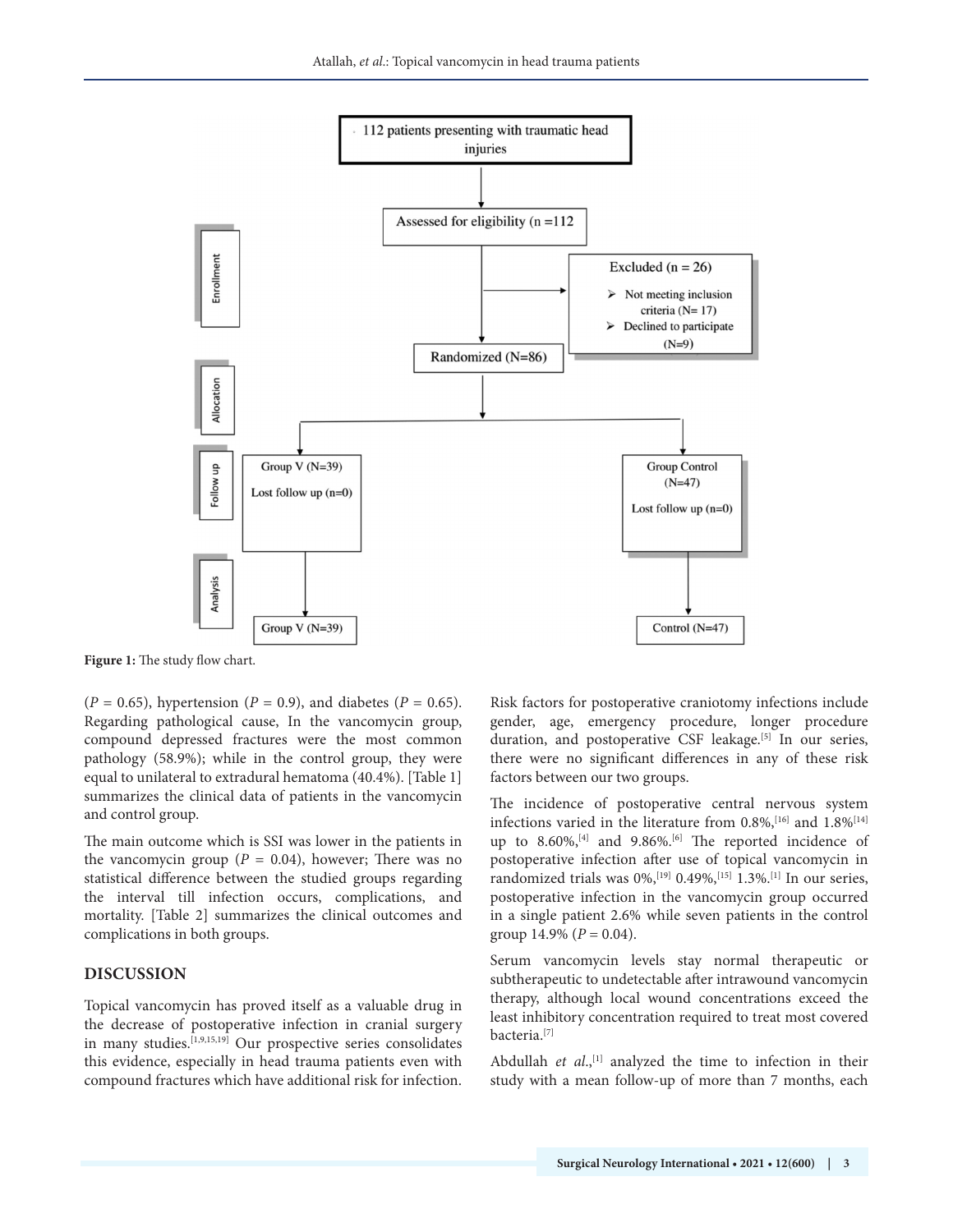112 patients presenting with traumatic head injuries

Enrollment

Assessed for eligibility (n =112

Excluded (n = 26)

- Not meeting inclusion criteria (N= 17)
- Declined to participate (N=9)

Randomized (N=86)

Allocation

Follow up

Group V (N=39)
Lost follow up (n=0)

Group Control (N=47)
Lost follow up (n=0)

Analysis

Group V (N=39)

Control (N=47)

**Figure 1:** The study flow chart.

($P$ = 0.65), hypertension ($P$ = 0.9), and diabetes ($P$ = 0.65). Regarding pathological cause, In the vancomycin group, compound depressed fractures were the most common pathology (58.9%); while in the control group, they were equal to unilateral to extradural hematoma (40.4%). [Table 1] summarizes the clinical data of patients in the vancomycin and control group.

The main outcome which is SSI was lower in the patients in the vancomycin group ($P$ = 0.04), however; There was no statistical difference between the studied groups regarding the interval till infection occurs, complications, and mortality. [Table 2] summarizes the clinical outcomes and complications in both groups.

## DISCUSSION

Topical vancomycin has proved itself as a valuable drug in the decrease of postoperative infection in cranial surgery in many studies.[1,9,15,19] Our prospective series consolidates this evidence, especially in head trauma patients even with compound fractures which have additional risk for infection.

Risk factors for postoperative craniotomy infections include gender, age, emergency procedure, longer procedure duration, and postoperative CSF leakage.[5] In our series, there were no significant differences in any of these risk factors between our two groups.

The incidence of postoperative central nervous system infections varied in the literature from 0.8%,[16] and 1.8%[14] up to 8.60%,[4] and 9.86%.[6] The reported incidence of postoperative infection after use of topical vancomycin in randomized trials was 0%,[19] 0.49%,[15] 1.3%.[1] In our series, postoperative infection in the vancomycin group occurred in a single patient 2.6% while seven patients in the control group 14.9% ($P$ = 0.04).

Serum vancomycin levels stay normal therapeutic or subtherapeutic to undetectable after intrawound vancomycin therapy, although local wound concentrations exceed the least inhibitory concentration required to treat most covered bacteria.[7]

Abdullah *et al*.,[1] analyzed the time to infection in their study with a mean follow-up of more than 7 months, each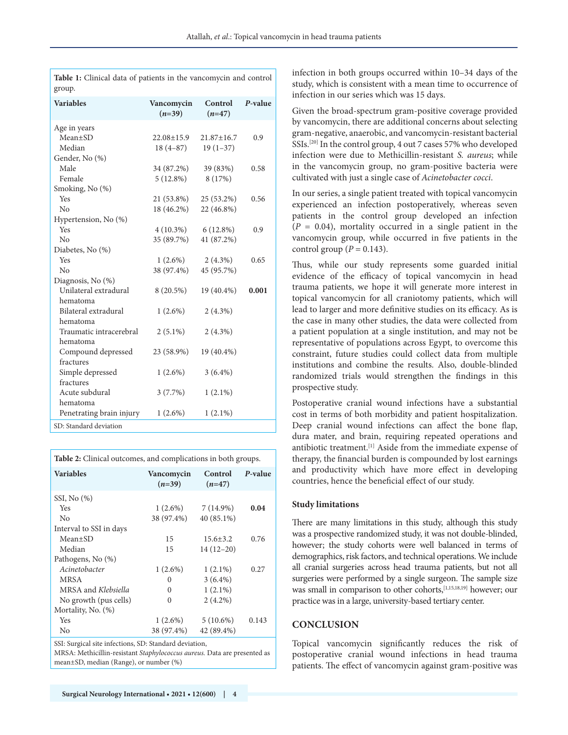**Table 1:** Clinical data of patients in the vancomycin and control group.

| Variables | Vancomycin (*n*=39) | Control (*n*=47) | *P*-value |
|---|---|---|---|
| Age in years | | | |
| Mean±SD | 22.08±15.9 | 21.87±16.7 | 0.9 |
| Median | 18 (4–87) | 19 (1–37) | |
| Gender, No (%) | | | |
| Male | 34 (87.2%) | 39 (83%) | 0.58 |
| Female | 5 (12.8%) | 8 (17%) | |
| Smoking, No (%) | | | |
| Yes | 21 (53.8%) | 25 (53.2%) | 0.56 |
| No | 18 (46.2%) | 22 (46.8%) | |
| Hypertension, No (%) | | | |
| Yes | 4 (10.3%) | 6 (12.8%) | 0.9 |
| No | 35 (89.7%) | 41 (87.2%) | |
| Diabetes, No (%) | | | |
| Yes | 1 (2.6%) | 2 (4.3%) | 0.65 |
| No | 38 (97.4%) | 45 (95.7%) | |
| Diagnosis, No (%) | | | |
| Unilateral extradural hematoma | 8 (20.5%) | 19 (40.4%) | **0.001** |
| Bilateral extradural hematoma | 1 (2.6%) | 2 (4.3%) | |
| Traumatic intracerebral hematoma | 2 (5.1%) | 2 (4.3%) | |
| Compound depressed fractures | 23 (58.9%) | 19 (40.4%) | |
| Simple depressed fractures | 1 (2.6%) | 3 (6.4%) | |
| Acute subdural hematoma | 3 (7.7%) | 1 (2.1%) | |
| Penetrating brain injury | 1 (2.6%) | 1 (2.1%) | |

SD: Standard deviation

**Table 2:** Clinical outcomes, and complications in both groups.

| Variables | Vancomycin (*n*=39) | Control (*n*=47) | *P*-value |
|---|---|---|---|
| SSI, No (%) | | | |
| Yes | 1 (2.6%) | 7 (14.9%) | **0.04** |
| No | 38 (97.4%) | 40 (85.1%) | |
| Interval to SSI in days | | | |
| Mean±SD | 15 | 15.6±3.2 | 0.76 |
| Median | 15 | 14 (12–20) | |
| Pathogens, No (%) | | | |
| *Acinetobacter* | 1 (2.6%) | 1 (2.1%) | 0.27 |
| MRSA | 0 | 3 (6.4%) | |
| MRSA and *Klebsiella* | 0 | 1 (2.1%) | |
| No growth (pus cells) | 0 | 2 (4.2%) | |
| Mortality, No. (%) | | | |
| Yes | 1 (2.6%) | 5 (10.6%) | 0.143 |
| No | 38 (97.4%) | 42 (89.4%) | |

SSI: Surgical site infections, SD: Standard deviation, MRSA: Methicillin-resistant *Staphylococcus aureus*. Data are presented as mean±SD, median (Range), or number (%)

infection in both groups occurred within 10–34 days of the study, which is consistent with a mean time to occurrence of infection in our series which was 15 days.

Given the broad-spectrum gram-positive coverage provided by vancomycin, there are additional concerns about selecting gram-negative, anaerobic, and vancomycin-resistant bacterial SSIs.[20] In the control group, 4 out 7 cases 57% who developed infection were due to Methicillin-resistant *S. aureus*; while in the vancomycin group, no gram-positive bacteria were cultivated with just a single case of *Acinetobacter cocci*.

In our series, a single patient treated with topical vancomycin experienced an infection postoperatively, whereas seven patients in the control group developed an infection ($P$ = 0.04), mortality occurred in a single patient in the vancomycin group, while occurred in five patients in the control group ($P$ = 0.143).

Thus, while our study represents some guarded initial evidence of the efficacy of topical vancomycin in head trauma patients, we hope it will generate more interest in topical vancomycin for all craniotomy patients, which will lead to larger and more definitive studies on its efficacy. As is the case in many other studies, the data were collected from a patient population at a single institution, and may not be representative of populations across Egypt, to overcome this constraint, future studies could collect data from multiple institutions and combine the results. Also, double-blinded randomized trials would strengthen the findings in this prospective study.

Postoperative cranial wound infections have a substantial cost in terms of both morbidity and patient hospitalization. Deep cranial wound infections can affect the bone flap, dura mater, and brain, requiring repeated operations and antibiotic treatment.[1] Aside from the immediate expense of therapy, the financial burden is compounded by lost earnings and productivity which have more effect in developing countries, hence the beneficial effect of our study.

### Study limitations

There are many limitations in this study, although this study was a prospective randomized study, it was not double-blinded, however; the study cohorts were well balanced in terms of demographics, risk factors, and technical operations. We include all cranial surgeries across head trauma patients, but not all surgeries were performed by a single surgeon. The sample size was small in comparison to other cohorts,[1,15,18,19] however; our practice was in a large, university-based tertiary center.

## CONCLUSION

Topical vancomycin significantly reduces the risk of postoperative cranial wound infections in head trauma patients. The effect of vancomycin against gram-positive was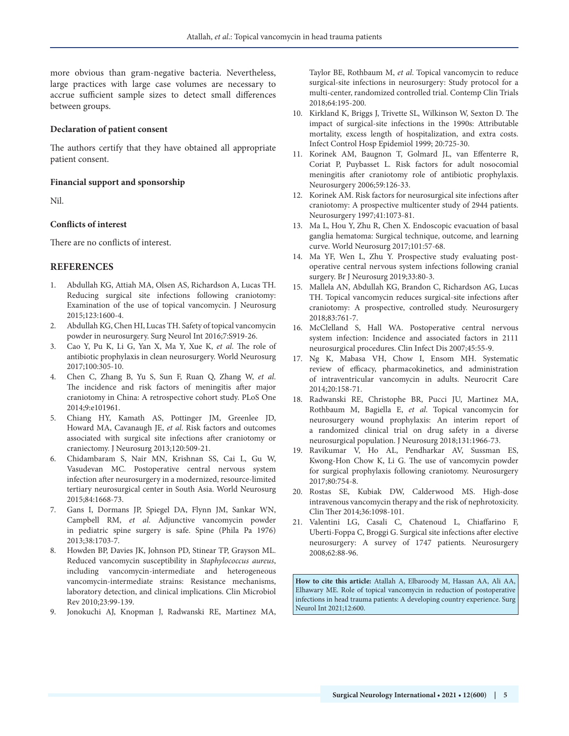more obvious than gram-negative bacteria. Nevertheless, large practices with large case volumes are necessary to accrue sufficient sample sizes to detect small differences between groups.

### Declaration of patient consent

The authors certify that they have obtained all appropriate patient consent.

### Financial support and sponsorship

Nil.

### Conflicts of interest

There are no conflicts of interest.

## REFERENCES

1. Abdullah KG, Attiah MA, Olsen AS, Richardson A, Lucas TH. Reducing surgical site infections following craniotomy: Examination of the use of topical vancomycin. J Neurosurg 2015;123:1600-4.
2. Abdullah KG, Chen HI, Lucas TH. Safety of topical vancomycin powder in neurosurgery. Surg Neurol Int 2016;7:S919-26.
3. Cao Y, Pu K, Li G, Yan X, Ma Y, Xue K, *et al*. The role of antibiotic prophylaxis in clean neurosurgery. World Neurosurg 2017;100:305-10.
4. Chen C, Zhang B, Yu S, Sun F, Ruan Q, Zhang W, *et al*. The incidence and risk factors of meningitis after major craniotomy in China: A retrospective cohort study. PLoS One 2014;9:e101961.
5. Chiang HY, Kamath AS, Pottinger JM, Greenlee JD, Howard MA, Cavanaugh JE, *et al*. Risk factors and outcomes associated with surgical site infections after craniotomy or craniectomy. J Neurosurg 2013;120:509-21.
6. Chidambaram S, Nair MN, Krishnan SS, Cai L, Gu W, Vasudevan MC. Postoperative central nervous system infection after neurosurgery in a modernized, resource-limited tertiary neurosurgical center in South Asia. World Neurosurg 2015;84:1668-73.
7. Gans I, Dormans JP, Spiegel DA, Flynn JM, Sankar WN, Campbell RM, *et al*. Adjunctive vancomycin powder in pediatric spine surgery is safe. Spine (Phila Pa 1976) 2013;38:1703-7.
8. Howden BP, Davies JK, Johnson PD, Stinear TP, Grayson ML. Reduced vancomycin susceptibility in *Staphylococcus aureus*, including vancomycin-intermediate and heterogeneous vancomycin-intermediate strains: Resistance mechanisms, laboratory detection, and clinical implications. Clin Microbiol Rev 2010;23:99-139.
9. Jonokuchi AJ, Knopman J, Radwanski RE, Martinez MA, Taylor BE, Rothbaum M, *et al*. Topical vancomycin to reduce surgical-site infections in neurosurgery: Study protocol for a multi-center, randomized controlled trial. Contemp Clin Trials 2018;64:195-200.
10. Kirkland K, Briggs J, Trivette SL, Wilkinson W, Sexton D. The impact of surgical-site infections in the 1990s: Attributable mortality, excess length of hospitalization, and extra costs. Infect Control Hosp Epidemiol 1999; 20:725-30.
11. Korinek AM, Baugnon T, Golmard JL, van Effenterre R, Coriat P, Puybasset L. Risk factors for adult nosocomial meningitis after craniotomy role of antibiotic prophylaxis. Neurosurgery 2006;59:126-33.
12. Korinek AM. Risk factors for neurosurgical site infections after craniotomy: A prospective multicenter study of 2944 patients. Neurosurgery 1997;41:1073-81.
13. Ma L, Hou Y, Zhu R, Chen X. Endoscopic evacuation of basal ganglia hematoma: Surgical technique, outcome, and learning curve. World Neurosurg 2017;101:57-68.
14. Ma YF, Wen L, Zhu Y. Prospective study evaluating postoperative central nervous system infections following cranial surgery. Br J Neurosurg 2019;33:80-3.
15. Mallela AN, Abdullah KG, Brandon C, Richardson AG, Lucas TH. Topical vancomycin reduces surgical-site infections after craniotomy: A prospective, controlled study. Neurosurgery 2018;83:761-7.
16. McClelland S, Hall WA. Postoperative central nervous system infection: Incidence and associated factors in 2111 neurosurgical procedures. Clin Infect Dis 2007;45:55-9.
17. Ng K, Mabasa VH, Chow I, Ensom MH. Systematic review of efficacy, pharmacokinetics, and administration of intraventricular vancomycin in adults. Neurocrit Care 2014;20:158-71.
18. Radwanski RE, Christophe BR, Pucci JU, Martinez MA, Rothbaum M, Bagiella E, *et al*. Topical vancomycin for neurosurgery wound prophylaxis: An interim report of a randomized clinical trial on drug safety in a diverse neurosurgical population. J Neurosurg 2018;131:1966-73.
19. Ravikumar V, Ho AL, Pendharkar AV, Sussman ES, Kwong-Hon Chow K, Li G. The use of vancomycin powder for surgical prophylaxis following craniotomy. Neurosurgery 2017;80:754-8.
20. Rostas SE, Kubiak DW, Calderwood MS. High-dose intravenous vancomycin therapy and the risk of nephrotoxicity. Clin Ther 2014;36:1098-101.
21. Valentini LG, Casali C, Chatenoud L, Chiaffarino F, Uberti-Foppa C, Broggi G. Surgical site infections after elective neurosurgery: A survey of 1747 patients. Neurosurgery 2008;62:88-96.

**How to cite this article:** Atallah A, Elbaroody M, Hassan AA, Ali AA, Elhawary ME. Role of topical vancomycin in reduction of postoperative infections in head trauma patients: A developing country experience. Surg Neurol Int 2021;12:600.